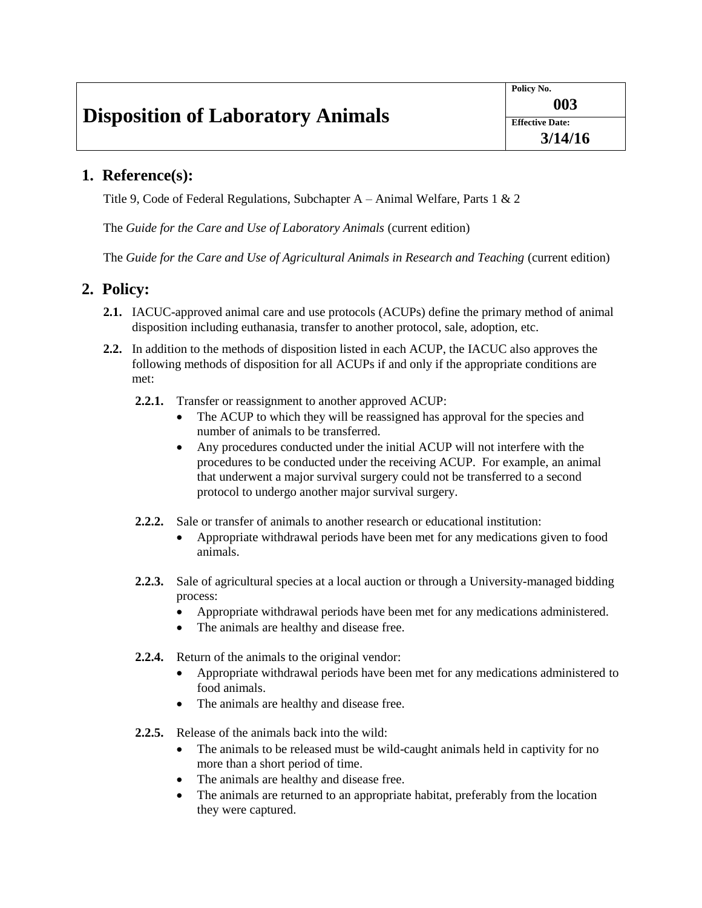| # Disposition of Laboratory Animals | Policy No. **003** |
|---|---|
| | Effective Date: **3/14/16** |

## 1. Reference(s):

Title 9, Code of Federal Regulations, Subchapter A – Animal Welfare, Parts 1 & 2

The *Guide for the Care and Use of Laboratory Animals* (current edition)

The *Guide for the Care and Use of Agricultural Animals in Research and Teaching* (current edition)

## 2. Policy:

**2.1.** IACUC-approved animal care and use protocols (ACUPs) define the primary method of animal disposition including euthanasia, transfer to another protocol, sale, adoption, etc.

**2.2.** In addition to the methods of disposition listed in each ACUP, the IACUC also approves the following methods of disposition for all ACUPs if and only if the appropriate conditions are met:

**2.2.1.** Transfer or reassignment to another approved ACUP:

- The ACUP to which they will be reassigned has approval for the species and number of animals to be transferred.
- Any procedures conducted under the initial ACUP will not interfere with the procedures to be conducted under the receiving ACUP. For example, an animal that underwent a major survival surgery could not be transferred to a second protocol to undergo another major survival surgery.

**2.2.2.** Sale or transfer of animals to another research or educational institution:

- Appropriate withdrawal periods have been met for any medications given to food animals.

**2.2.3.** Sale of agricultural species at a local auction or through a University-managed bidding process:

- Appropriate withdrawal periods have been met for any medications administered.
- The animals are healthy and disease free.

**2.2.4.** Return of the animals to the original vendor:

- Appropriate withdrawal periods have been met for any medications administered to food animals.
- The animals are healthy and disease free.

**2.2.5.** Release of the animals back into the wild:

- The animals to be released must be wild-caught animals held in captivity for no more than a short period of time.
- The animals are healthy and disease free.
- The animals are returned to an appropriate habitat, preferably from the location they were captured.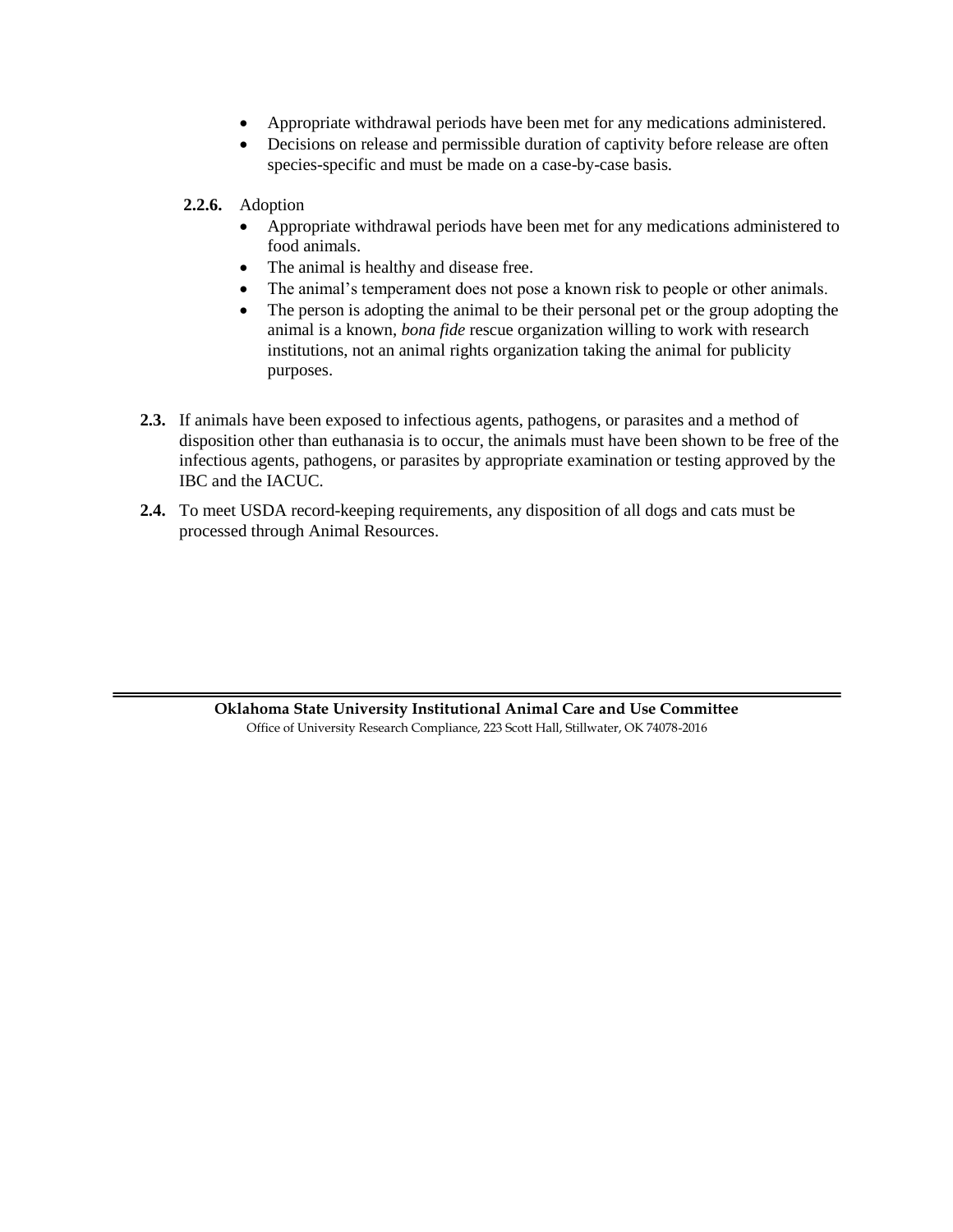- Appropriate withdrawal periods have been met for any medications administered.
- Decisions on release and permissible duration of captivity before release are often species-specific and must be made on a case-by-case basis.

**2.2.6.** Adoption

- Appropriate withdrawal periods have been met for any medications administered to food animals.
- The animal is healthy and disease free.
- The animal's temperament does not pose a known risk to people or other animals.
- The person is adopting the animal to be their personal pet or the group adopting the animal is a known, *bona fide* rescue organization willing to work with research institutions, not an animal rights organization taking the animal for publicity purposes.

**2.3.** If animals have been exposed to infectious agents, pathogens, or parasites and a method of disposition other than euthanasia is to occur, the animals must have been shown to be free of the infectious agents, pathogens, or parasites by appropriate examination or testing approved by the IBC and the IACUC.

**2.4.** To meet USDA record-keeping requirements, any disposition of all dogs and cats must be processed through Animal Resources.